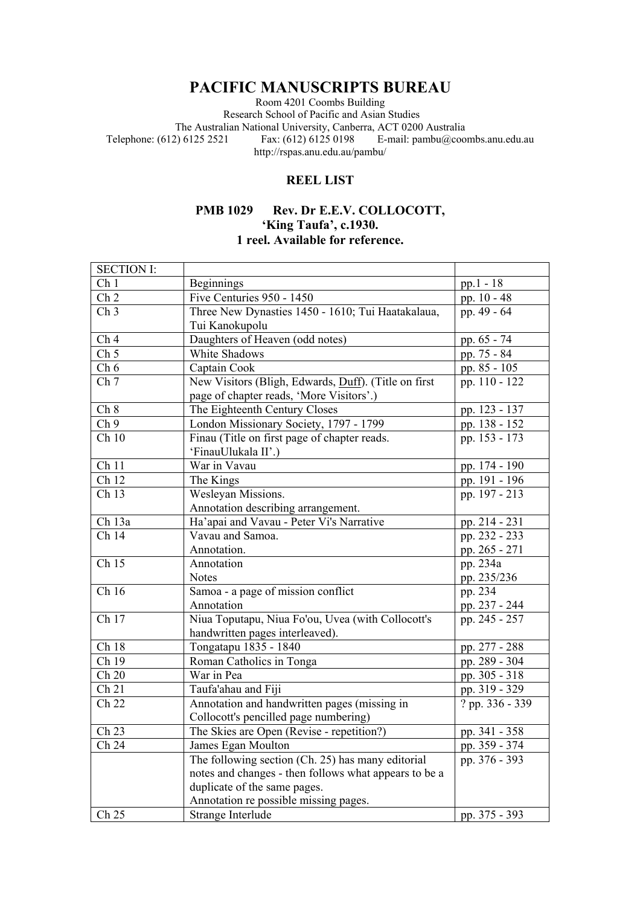# PACIFIC MANUSCRIPTS BUREAU

Room 4201 Coombs Building
Research School of Pacific and Asian Studies
The Australian National University, Canberra, ACT 0200 Australia
Telephone: (612) 6125 2521 Fax: (612) 6125 0198 E-mail: pambu@coombs.anu.edu.au
http://rspas.anu.edu.au/pambu/

## REEL LIST

### PMB 1029 Rev. Dr E.E.V. COLLOCOTT, 'King Taufa', c.1930.
### 1 reel. Available for reference.

| SECTION I: | | |
|---|---|---|
| Ch 1 | Beginnings | pp.1 - 18 |
| Ch 2 | Five Centuries 950 - 1450 | pp. 10 - 48 |
| Ch 3 | Three New Dynasties 1450 - 1610; Tui Haatakalaua, Tui Kanokupolu | pp. 49 - 64 |
| Ch 4 | Daughters of Heaven (odd notes) | pp. 65 - 74 |
| Ch 5 | White Shadows | pp. 75 - 84 |
| Ch 6 | Captain Cook | pp. 85 - 105 |
| Ch 7 | New Visitors (Bligh, Edwards, Duff). (Title on first page of chapter reads, 'More Visitors'.) | pp. 110 - 122 |
| Ch 8 | The Eighteenth Century Closes | pp. 123 - 137 |
| Ch 9 | London Missionary Society, 1797 - 1799 | pp. 138 - 152 |
| Ch 10 | Finau (Title on first page of chapter reads. 'FinauUlukala II'.) | pp. 153 - 173 |
| Ch 11 | War in Vavau | pp. 174 - 190 |
| Ch 12 | The Kings | pp. 191 - 196 |
| Ch 13 | Wesleyan Missions.<br>Annotation describing arrangement. | pp. 197 - 213 |
| Ch 13a | Ha'apai and Vavau - Peter Vi's Narrative | pp. 214 - 231 |
| Ch 14 | Vavau and Samoa.<br>Annotation. | pp. 232 - 233<br>pp. 265 - 271 |
| Ch 15 | Annotation<br>Notes | pp. 234a<br>pp. 235/236 |
| Ch 16 | Samoa - a page of mission conflict<br>Annotation | pp. 234<br>pp. 237 - 244 |
| Ch 17 | Niua Toputapu, Niua Fo'ou, Uvea (with Collocott's handwritten pages interleaved). | pp. 245 - 257 |
| Ch 18 | Tongatapu 1835 - 1840 | pp. 277 - 288 |
| Ch 19 | Roman Catholics in Tonga | pp. 289 - 304 |
| Ch 20 | War in Pea | pp. 305 - 318 |
| Ch 21 | Taufa'ahau and Fiji | pp. 319 - 329 |
| Ch 22 | Annotation and handwritten pages (missing in Collocott's pencilled page numbering) | ? pp. 336 - 339 |
| Ch 23 | The Skies are Open (Revise - repetition?) | pp. 341 - 358 |
| Ch 24 | James Egan Moulton | pp. 359 - 374 |
| | The following section (Ch. 25) has many editorial notes and changes - then follows what appears to be a duplicate of the same pages.<br>Annotation re possible missing pages. | pp. 376 - 393 |
| Ch 25 | Strange Interlude | pp. 375 - 393 |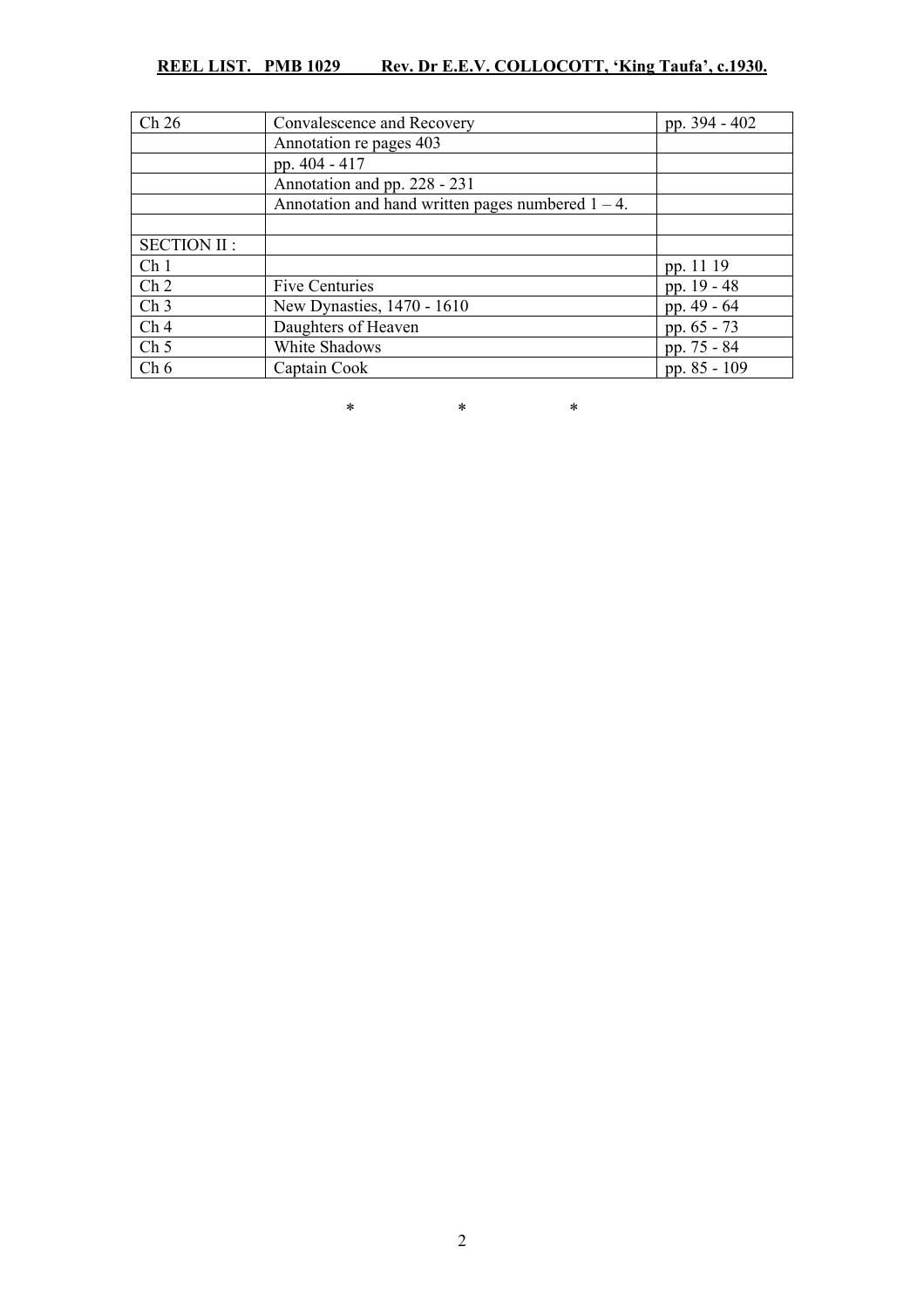| | | |
|---|---|---|
| Ch 26 | Convalescence and Recovery | pp. 394 - 402 |
| | Annotation re pages 403 | |
| | pp. 404 - 417 | |
| | Annotation and pp. 228 - 231 | |
| | Annotation and hand written pages numbered 1 – 4. | |
| | | |
| SECTION II : | | |
| Ch 1 | | pp. 11 19 |
| Ch 2 | Five Centuries | pp. 19 - 48 |
| Ch 3 | New Dynasties, 1470 - 1610 | pp. 49 - 64 |
| Ch 4 | Daughters of Heaven | pp. 65 - 73 |
| Ch 5 | White Shadows | pp. 75 - 84 |
| Ch 6 | Captain Cook | pp. 85 - 109 |

\* \* \*